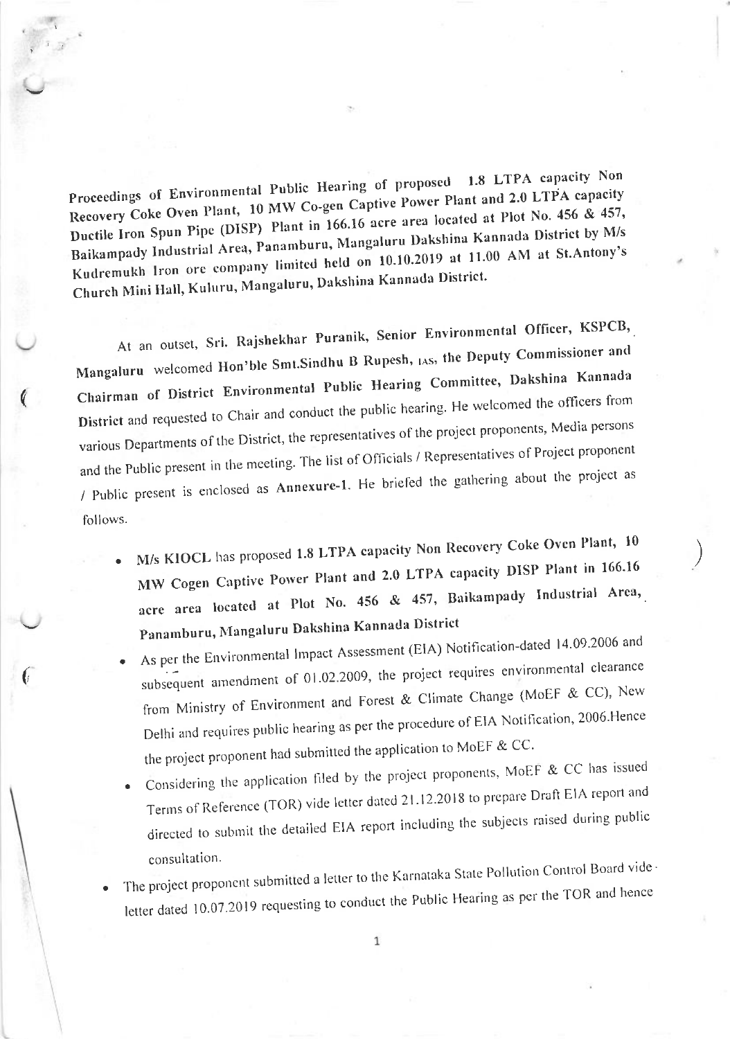**Proceedings of Environmental Public Hearing of proposed 1.8 LTPA capacity Non Recovery Coke Oven Plant, 10 MW Co-gen Captive Power Plant and 2.0 LTPA capacity Ductile Iron Spun Pipe (DISP) Plant in 166.16 acre area located at Plot No. 456 & 457, Baikampady Industrial Area, Panamburu, Mangaluru Dakshina Kannada District by M/s Kudremukh Iron ore company limited held on 10.10.2019 at 11.00 AM at St.Antony's Church Mini Hall, Kuluru, Mangaluru, Dakshina Kannada District.**

At an outset, Sri. Rajshekhar Puranik, Senior Environmental Officer, KSPCB, Mangaluru welcomed Hon'ble Smt.Sindhu B Rupesh, IAS, the Deputy Commissioner and Chairman of District Environmental Public Hearing Committee, Dakshina Kannada District and requested to Chair and conduct the public hearing. He welcomed the officers from various Departments of the District, the representatives of the project proponents, Media persons and the Public present in the meeting. The list of Officials / Representatives of Project proponent / Public present is enclosed as **Annexure-1**. He briefed the gathering about the project as follows.

- **M/s KIOCL** has proposed **1.8 LTPA capacity Non Recovery Coke Oven Plant, 10 MW Cogen Captive Power Plant and 2.0 LTPA capacity DISP Plant in 166.16 acre area located at Plot No. 456 & 457, Baikampady Industrial Area, Panamburu, Mangaluru Dakshina Kannada District**
- As per the Environmental Impact Assessment (EIA) Notification-dated 14.09.2006 and subsequent amendment of 01.02.2009, the project requires environmental clearance from Ministry of Environment and Forest & Climate Change (MoEF & CC), New Delhi and requires public hearing as per the procedure of EIA Notification, 2006.Hence the project proponent had submitted the application to MoEF & CC.
- Considering the application filed by the project proponents, MoEF & CC has issued Terms of Reference (TOR) vide letter dated 21.12.2018 to prepare Draft EIA report and directed to submit the detailed EIA report including the subjects raised during public consultation.
- The project proponent submitted a letter to the Karnataka State Pollution Control Board vide letter dated 10.07.2019 requesting to conduct the Public Hearing as per the TOR and hence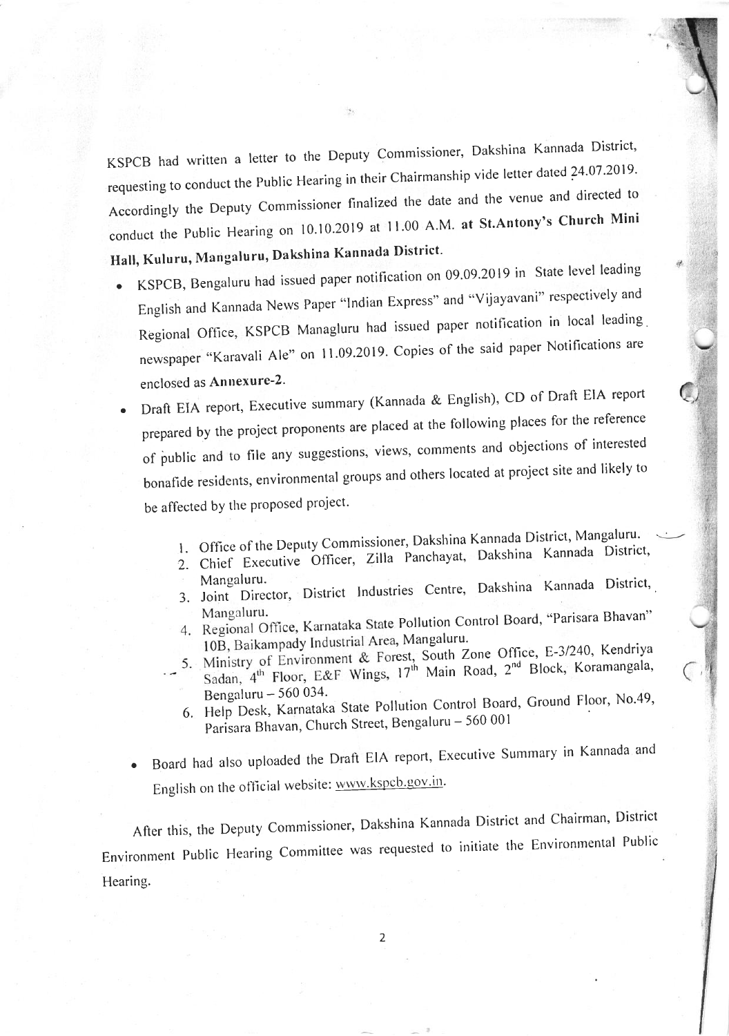KSPCB had written a letter to the Deputy Commissioner, Dakshina Kannada District, requesting to conduct the Public Hearing in their Chairmanship vide letter dated 24.07.2019. Accordingly the Deputy Commissioner finalized the date and the venue and directed to conduct the Public Hearing on 10.10.2019 at 11.00 A.M. **at St.Antony's Church Mini Hall, Kuluru, Mangaluru, Dakshina Kannada District.**

- KSPCB, Bengaluru had issued paper notification on 09.09.2019 in State level leading English and Kannada News Paper "Indian Express" and "Vijayavani" respectively and Regional Office, KSPCB Managluru had issued paper notification in local leading newspaper "Karavali Ale" on 11.09.2019. Copies of the said paper Notifications are enclosed as **Annexure-2.**
- Draft EIA report, Executive summary (Kannada & English), CD of Draft EIA report prepared by the project proponents are placed at the following places for the reference of public and to file any suggestions, views, comments and objections of interested bonafide residents, environmental groups and others located at project site and likely to be affected by the proposed project.

    1. Office of the Deputy Commissioner, Dakshina Kannada District, Mangaluru.
    2. Chief Executive Officer, Zilla Panchayat, Dakshina Kannada District, Mangaluru.
    3. Joint Director, District Industries Centre, Dakshina Kannada District, Mangaluru.
    4. Regional Office, Karnataka State Pollution Control Board, "Parisara Bhavan" 10B, Baikampady Industrial Area, Mangaluru.
    5. Ministry of Environment & Forest, South Zone Office, E-3/240, Kendriya Sadan, 4th Floor, E&F Wings, 17th Main Road, 2nd Block, Koramangala, Bengaluru – 560 034.
    6. Help Desk, Karnataka State Pollution Control Board, Ground Floor, No.49, Parisara Bhavan, Church Street, Bengaluru – 560 001

- Board had also uploaded the Draft EIA report, Executive Summary in Kannada and English on the official website: www.kspcb.gov.in.

After this, the Deputy Commissioner, Dakshina Kannada District and Chairman, District Environment Public Hearing Committee was requested to initiate the Environmental Public Hearing.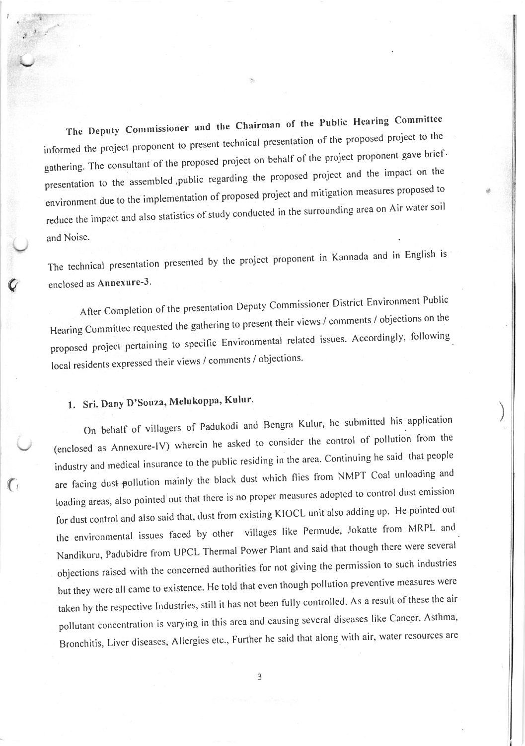**The Deputy Commissioner and the Chairman of the Public Hearing Committee** informed the project proponent to present technical presentation of the proposed project to the gathering. The consultant of the proposed project on behalf of the project proponent gave brief presentation to the assembled public regarding the proposed project and the impact on the environment due to the implementation of proposed project and mitigation measures proposed to reduce the impact and also statistics of study conducted in the surrounding area on Air water soil and Noise.

The technical presentation presented by the project proponent in Kannada and in English is enclosed as **Annexure-3**.

After Completion of the presentation Deputy Commissioner District Environment Public Hearing Committee requested the gathering to present their views / comments / objections on the proposed project pertaining to specific Environmental related issues. Accordingly, following local residents expressed their views / comments / objections.

**1. Sri. Dany D'Souza, Melukoppa, Kulur.**

On behalf of villagers of Padukodi and Bengra Kulur, he submitted his application (enclosed as Annexure-IV) wherein he asked to consider the control of pollution from the industry and medical insurance to the public residing in the area. Continuing he said that people are facing dust pollution mainly the black dust which flies from NMPT Coal unloading and loading areas, also pointed out that there is no proper measures adopted to control dust emission for dust control and also said that, dust from existing KIOCL unit also adding up. He pointed out the environmental issues faced by other villages like Permude, Jokatte from MRPL and Nandikuru, Padubidre from UPCL Thermal Power Plant and said that though there were several objections raised with the concerned authorities for not giving the permission to such industries but they were all came to existence. He told that even though pollution preventive measures were taken by the respective Industries, still it has not been fully controlled. As a result of these the air pollutant concentration is varying in this area and causing several diseases like Cancer, Asthma, Bronchitis, Liver diseases, Allergies etc., Further he said that along with air, water resources are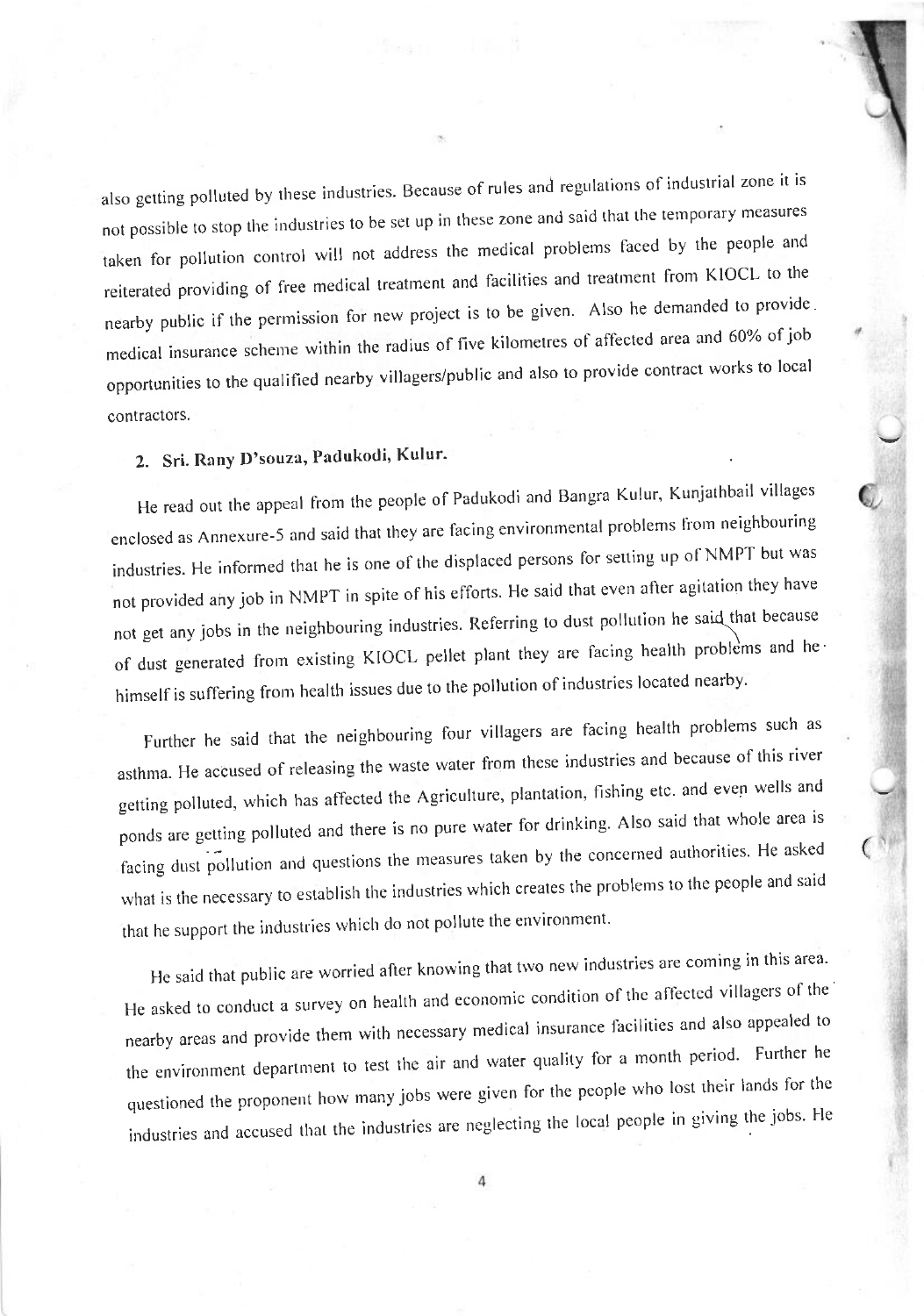also getting polluted by these industries. Because of rules and regulations of industrial zone it is not possible to stop the industries to be set up in these zone and said that the temporary measures taken for pollution control will not address the medical problems faced by the people and reiterated providing of free medical treatment and facilities and treatment from KIOCL to the nearby public if the permission for new project is to be given. Also he demanded to provide medical insurance scheme within the radius of five kilometres of affected area and 60% of job opportunities to the qualified nearby villagers/public and also to provide contract works to local contractors.

**2. Sri. Rany D'souza, Padukodi, Kulur.**

He read out the appeal from the people of Padukodi and Bangra Kulur, Kunjathbail villages enclosed as Annexure-5 and said that they are facing environmental problems from neighbouring industries. He informed that he is one of the displaced persons for setting up of NMPT but was not provided any job in NMPT in spite of his efforts. He said that even after agitation they have not get any jobs in the neighbouring industries. Referring to dust pollution he said that because of dust generated from existing KIOCL pellet plant they are facing health problems and he himself is suffering from health issues due to the pollution of industries located nearby.

Further he said that the neighbouring four villagers are facing health problems such as asthma. He accused of releasing the waste water from these industries and because of this river getting polluted, which has affected the Agriculture, plantation, fishing etc. and even wells and ponds are getting polluted and there is no pure water for drinking. Also said that whole area is facing dust pollution and questions the measures taken by the concerned authorities. He asked what is the necessary to establish the industries which creates the problems to the people and said that he support the industries which do not pollute the environment.

He said that public are worried after knowing that two new industries are coming in this area. He asked to conduct a survey on health and economic condition of the affected villagers of the nearby areas and provide them with necessary medical insurance facilities and also appealed to the environment department to test the air and water quality for a month period. Further he questioned the proponent how many jobs were given for the people who lost their lands for the industries and accused that the industries are neglecting the local people in giving the jobs. He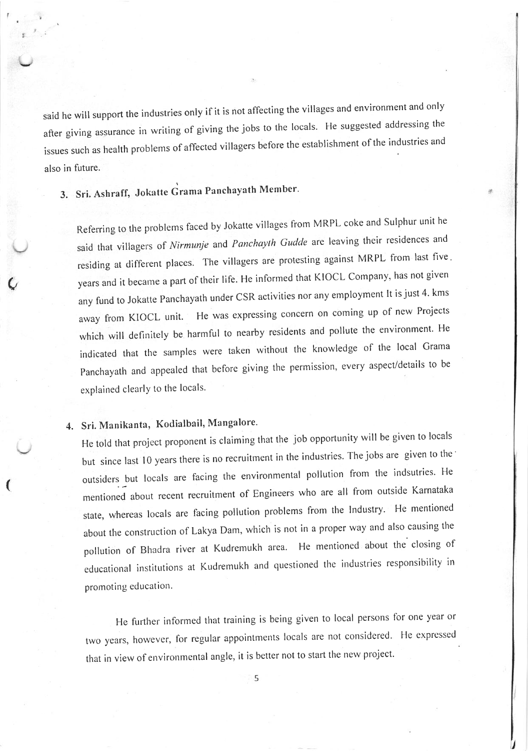said he will support the industries only if it is not affecting the villages and environment and only after giving assurance in writing of giving the jobs to the locals. He suggested addressing the issues such as health problems of affected villagers before the establishment of the industries and also in future.

3. **Sri. Ashraff, Jokatte Grama Panchayath Member.**

   Referring to the problems faced by Jokatte villages from MRPL coke and Sulphur unit he said that villagers of *Nirmunje* and *Panchayth Gudde* are leaving their residences and residing at different places. The villagers are protesting against MRPL from last five. years and it became a part of their life. He informed that KIOCL Company, has not given any fund to Jokatte Panchayath under CSR activities nor any employment It is just 4. kms away from KIOCL unit. He was expressing concern on coming up of new Projects which will definitely be harmful to nearby residents and pollute the environment. He indicated that the samples were taken without the knowledge of the local Grama Panchayath and appealed that before giving the permission, every aspect/details to be explained clearly to the locals.

4. **Sri. Manikanta, Kodialbail, Mangalore.**

   He told that project proponent is claiming that the job opportunity will be given to locals but since last 10 years there is no recruitment in the industries. The jobs are given to the outsiders but locals are facing the environmental pollution from the indsutries. He mentioned about recent recruitment of Engineers who are all from outside Karnataka state, whereas locals are facing pollution problems from the Industry. He mentioned about the construction of Lakya Dam, which is not in a proper way and also causing the pollution of Bhadra river at Kudremukh area. He mentioned about the closing of educational institutions at Kudremukh and questioned the industries responsibility in promoting education.

   He further informed that training is being given to local persons for one year or two years, however, for regular appointments locals are not considered. He expressed that in view of environmental angle, it is better not to start the new project.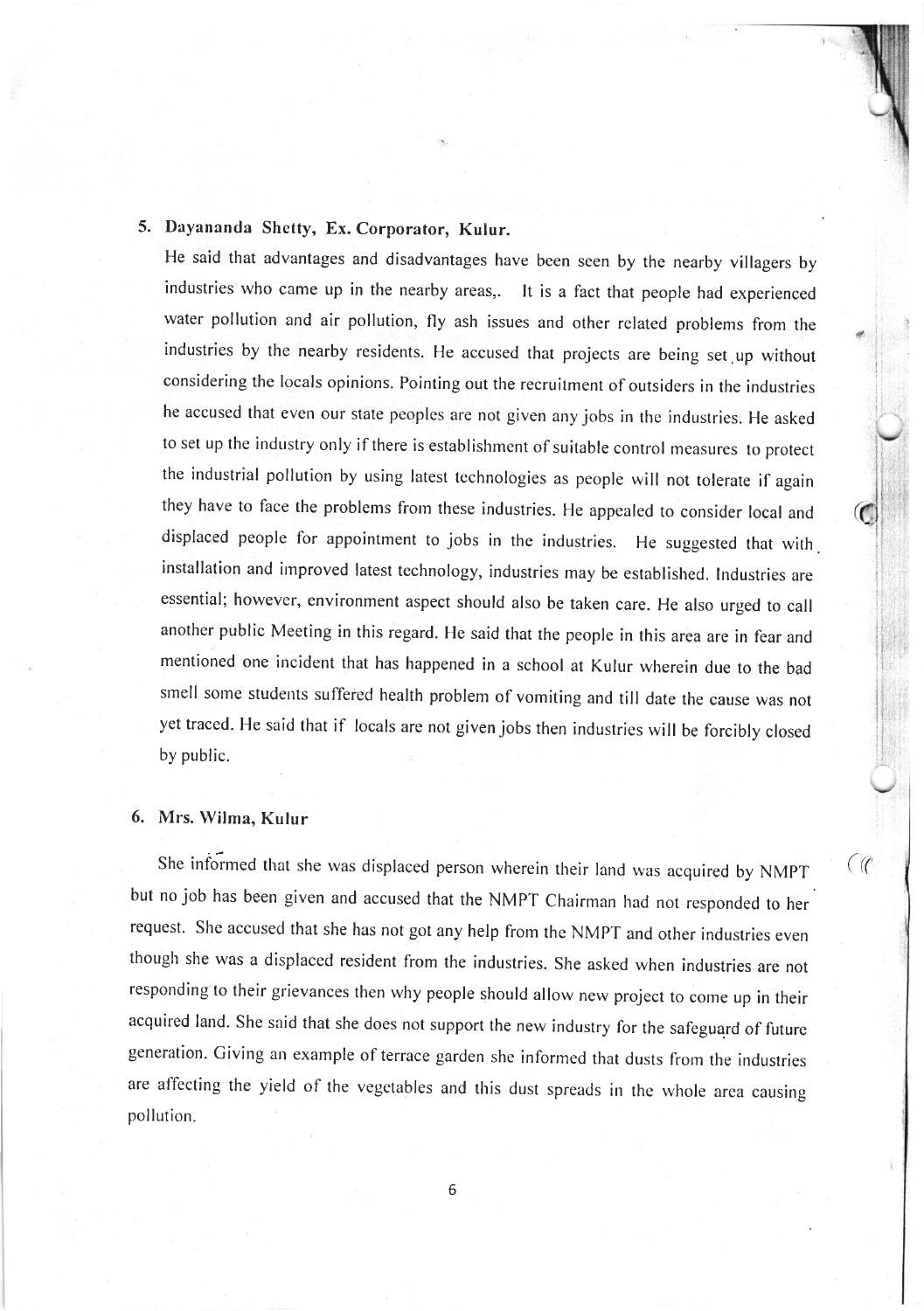5. **Dayananda Shetty, Ex. Corporator, Kulur.**

He said that advantages and disadvantages have been seen by the nearby villagers by industries who came up in the nearby areas,. It is a fact that people had experienced water pollution and air pollution, fly ash issues and other related problems from the industries by the nearby residents. He accused that projects are being set up without considering the locals opinions. Pointing out the recruitment of outsiders in the industries he accused that even our state peoples are not given any jobs in the industries. He asked to set up the industry only if there is establishment of suitable control measures to protect the industrial pollution by using latest technologies as people will not tolerate if again they have to face the problems from these industries. He appealed to consider local and displaced people for appointment to jobs in the industries. He suggested that with installation and improved latest technology, industries may be established. Industries are essential; however, environment aspect should also be taken care. He also urged to call another public Meeting in this regard. He said that the people in this area are in fear and mentioned one incident that has happened in a school at Kulur wherein due to the bad smell some students suffered health problem of vomiting and till date the cause was not yet traced. He said that if locals are not given jobs then industries will be forcibly closed by public.

6. **Mrs. Wilma, Kulur**

She informed that she was displaced person wherein their land was acquired by NMPT but no job has been given and accused that the NMPT Chairman had not responded to her request. She accused that she has not got any help from the NMPT and other industries even though she was a displaced resident from the industries. She asked when industries are not responding to their grievances then why people should allow new project to come up in their acquired land. She said that she does not support the new industry for the safeguard of future generation. Giving an example of terrace garden she informed that dusts from the industries are affecting the yield of the vegetables and this dust spreads in the whole area causing pollution.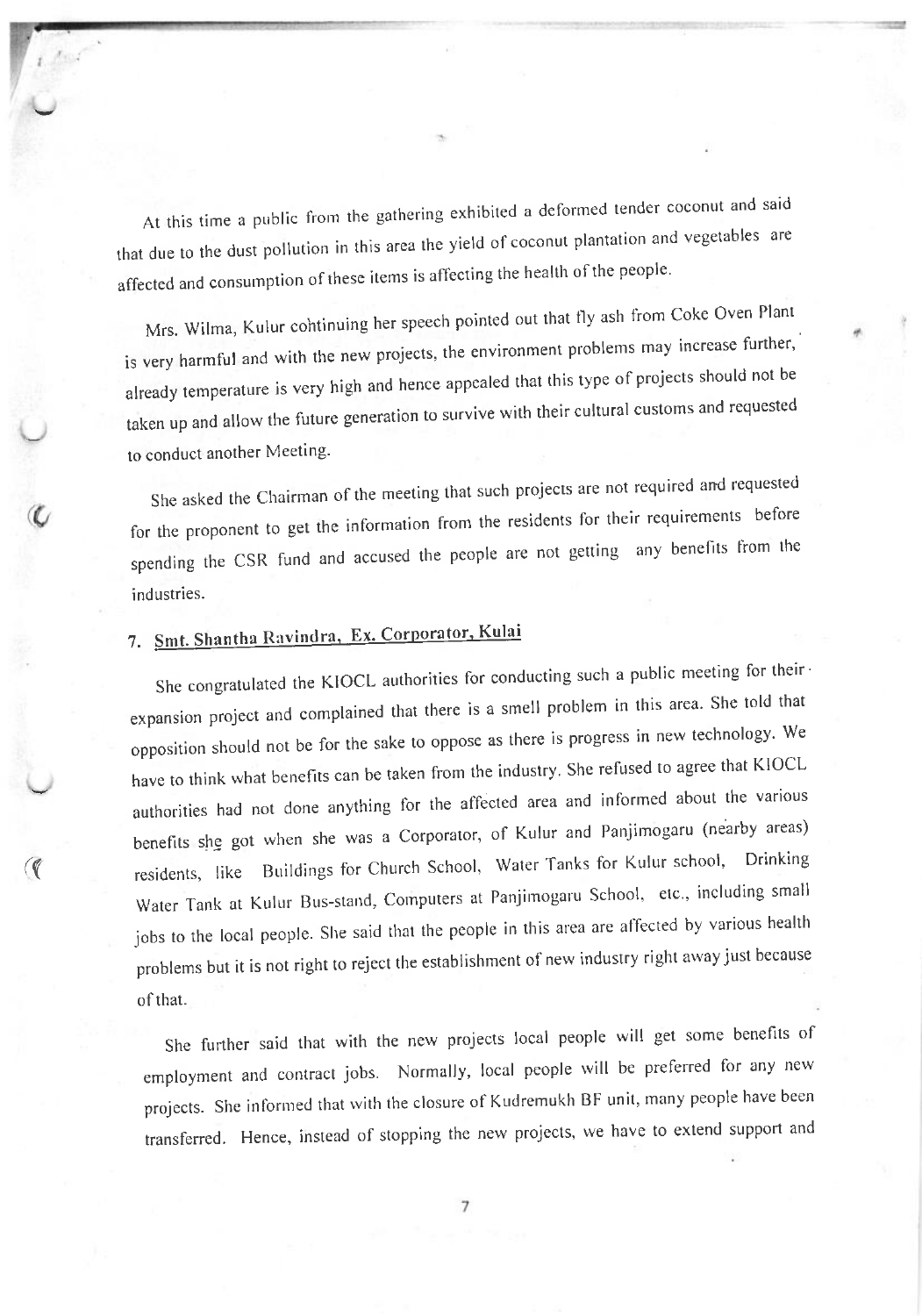At this time a public from the gathering exhibited a deformed tender coconut and said that due to the dust pollution in this area the yield of coconut plantation and vegetables are affected and consumption of these items is affecting the health of the people.

Mrs. Wilma, Kulur continuing her speech pointed out that fly ash from Coke Oven Plant is very harmful and with the new projects, the environment problems may increase further, already temperature is very high and hence appealed that this type of projects should not be taken up and allow the future generation to survive with their cultural customs and requested to conduct another Meeting.

She asked the Chairman of the meeting that such projects are not required and requested for the proponent to get the information from the residents for their requirements before spending the CSR fund and accused the people are not getting any benefits from the industries.

7. **Smt. Shantha Ravindra, Ex. Corporator, Kulai**

She congratulated the KIOCL authorities for conducting such a public meeting for their expansion project and complained that there is a smell problem in this area. She told that opposition should not be for the sake to oppose as there is progress in new technology. We have to think what benefits can be taken from the industry. She refused to agree that KIOCL authorities had not done anything for the affected area and informed about the various benefits she got when she was a Corporator, of Kulur and Panjimogaru (nearby areas) residents, like Buildings for Church School, Water Tanks for Kulur school, Drinking Water Tank at Kulur Bus-stand, Computers at Panjimogaru School, etc., including small jobs to the local people. She said that the people in this area are affected by various health problems but it is not right to reject the establishment of new industry right away just because of that.

She further said that with the new projects local people will get some benefits of employment and contract jobs. Normally, local people will be preferred for any new projects. She informed that with the closure of Kudremukh BF unit, many people have been transferred. Hence, instead of stopping the new projects, we have to extend support and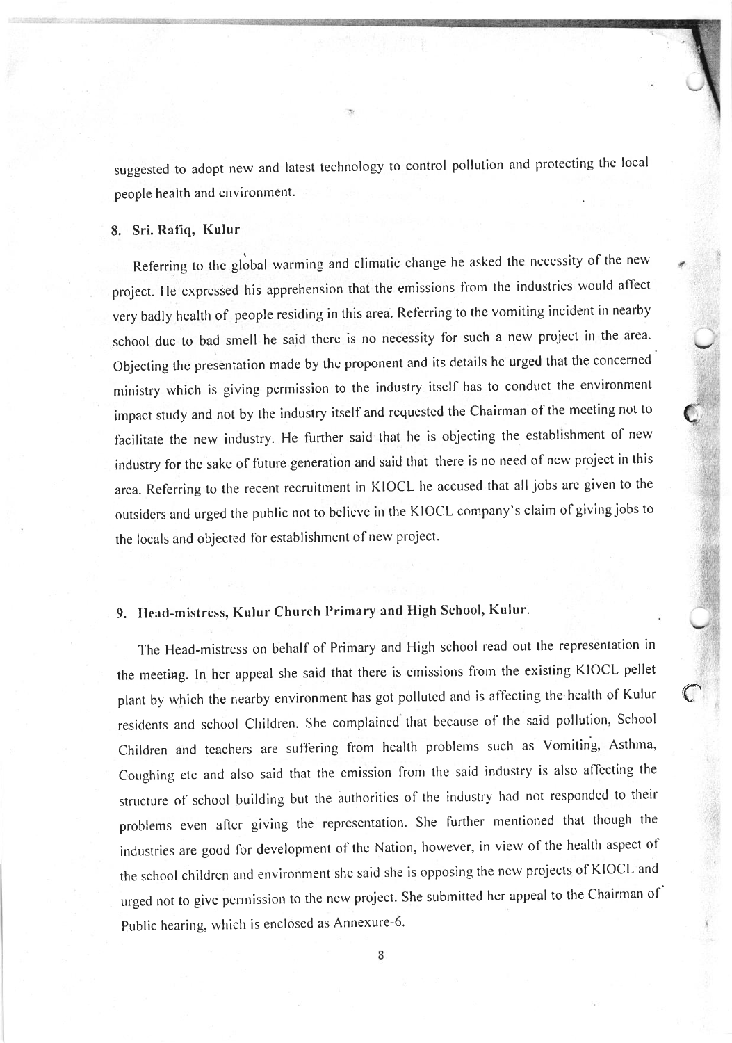suggested to adopt new and latest technology to control pollution and protecting the local people health and environment.

### 8. Sri. Rafiq, Kulur

Referring to the global warming and climatic change he asked the necessity of the new project. He expressed his apprehension that the emissions from the industries would affect very badly health of people residing in this area. Referring to the vomiting incident in nearby school due to bad smell he said there is no necessity for such a new project in the area. Objecting the presentation made by the proponent and its details he urged that the concerned ministry which is giving permission to the industry itself has to conduct the environment impact study and not by the industry itself and requested the Chairman of the meeting not to facilitate the new industry. He further said that he is objecting the establishment of new industry for the sake of future generation and said that there is no need of new project in this area. Referring to the recent recruitment in KIOCL he accused that all jobs are given to the outsiders and urged the public not to believe in the KIOCL company's claim of giving jobs to the locals and objected for establishment of new project.

### 9. Head-mistress, Kulur Church Primary and High School, Kulur.

The Head-mistress on behalf of Primary and High school read out the representation in the meeting. In her appeal she said that there is emissions from the existing KIOCL pellet plant by which the nearby environment has got polluted and is affecting the health of Kulur residents and school Children. She complained that because of the said pollution, School Children and teachers are suffering from health problems such as Vomiting, Asthma, Coughing etc and also said that the emission from the said industry is also affecting the structure of school building but the authorities of the industry had not responded to their problems even after giving the representation. She further mentioned that though the industries are good for development of the Nation, however, in view of the health aspect of the school children and environment she said she is opposing the new projects of KIOCL and urged not to give permission to the new project. She submitted her appeal to the Chairman of Public hearing, which is enclosed as Annexure-6.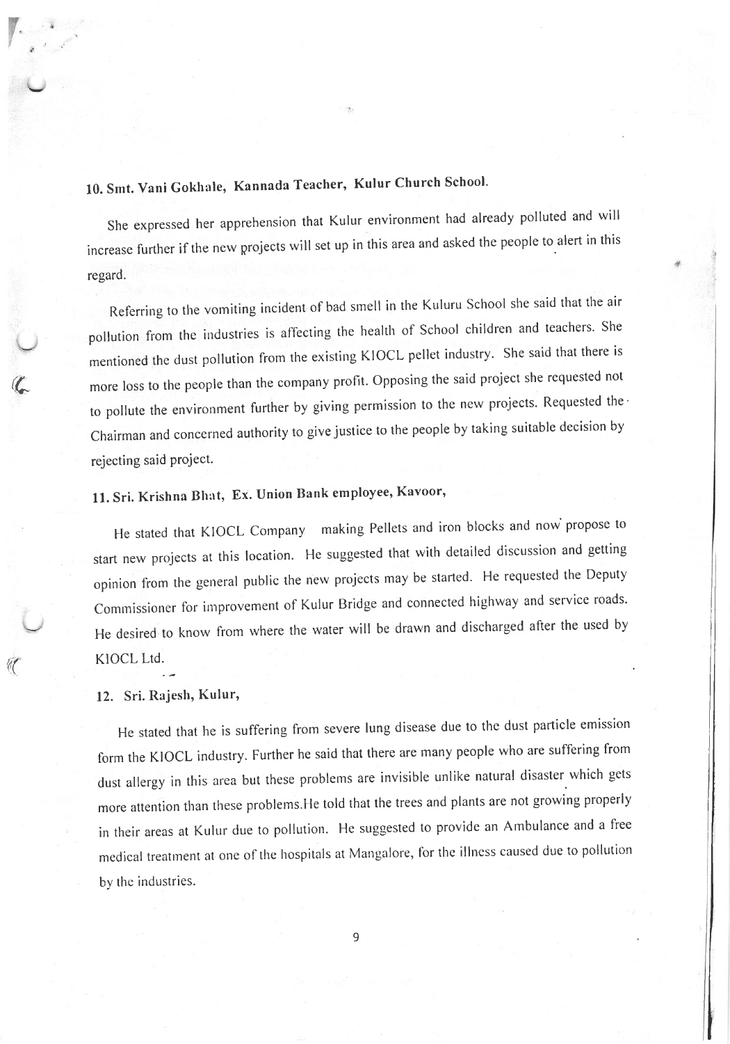**10. Smt. Vani Gokhale, Kannada Teacher, Kulur Church School.**

She expressed her apprehension that Kulur environment had already polluted and will increase further if the new projects will set up in this area and asked the people to alert in this regard.

Referring to the vomiting incident of bad smell in the Kuluru School she said that the air pollution from the industries is affecting the health of School children and teachers. She mentioned the dust pollution from the existing KIOCL pellet industry. She said that there is more loss to the people than the company profit. Opposing the said project she requested not to pollute the environment further by giving permission to the new projects. Requested the Chairman and concerned authority to give justice to the people by taking suitable decision by rejecting said project.

**11. Sri. Krishna Bhat, Ex. Union Bank employee, Kavoor,**

He stated that KIOCL Company making Pellets and iron blocks and now propose to start new projects at this location. He suggested that with detailed discussion and getting opinion from the general public the new projects may be started. He requested the Deputy Commissioner for improvement of Kulur Bridge and connected highway and service roads. He desired to know from where the water will be drawn and discharged after the used by KIOCL Ltd.

**12. Sri. Rajesh, Kulur,**

He stated that he is suffering from severe lung disease due to the dust particle emission form the KIOCL industry. Further he said that there are many people who are suffering from dust allergy in this area but these problems are invisible unlike natural disaster which gets more attention than these problems.He told that the trees and plants are not growing properly in their areas at Kulur due to pollution. He suggested to provide an Ambulance and a free medical treatment at one of the hospitals at Mangalore, for the illness caused due to pollution by the industries.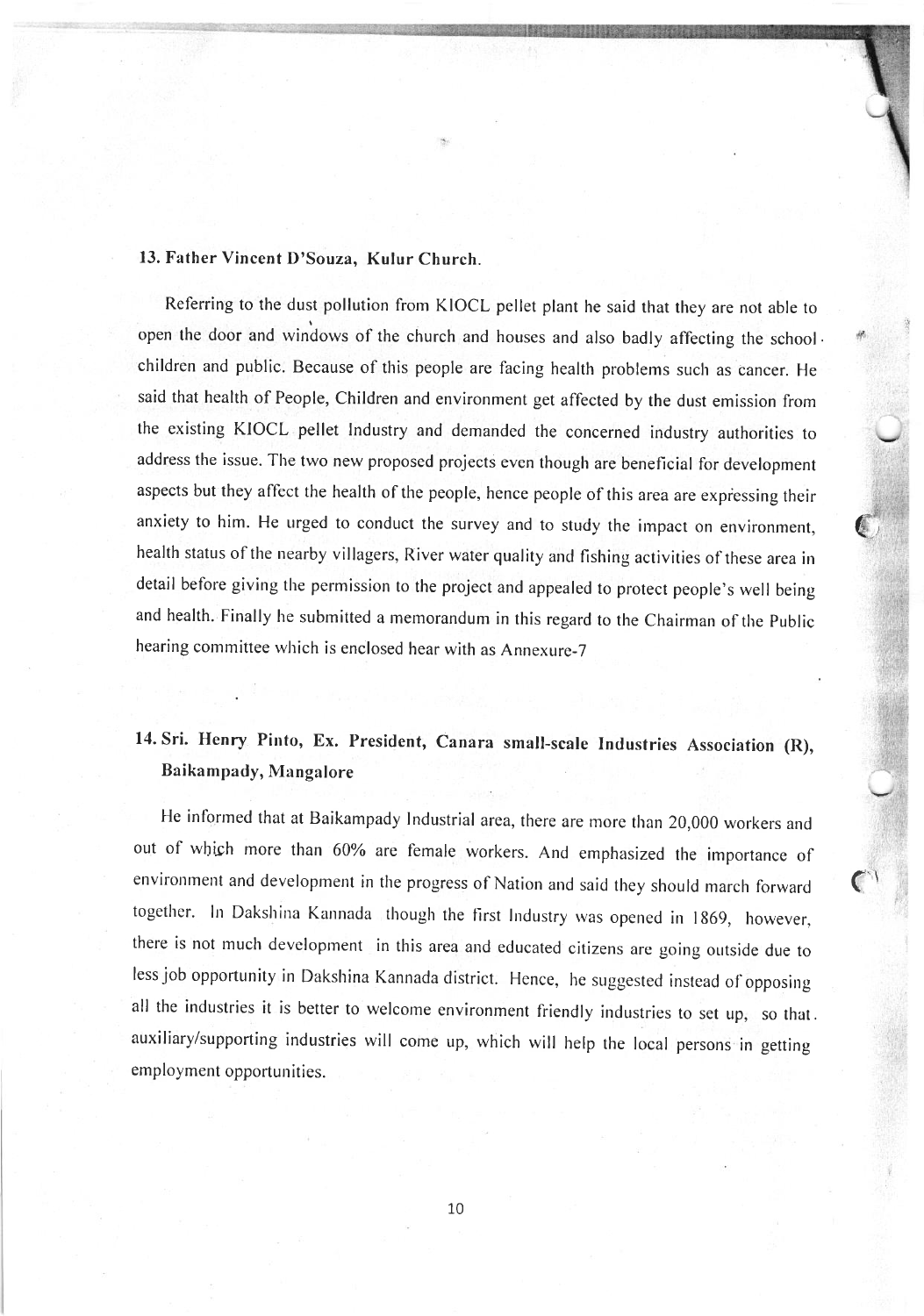**13. Father Vincent D'Souza, Kulur Church.**

Referring to the dust pollution from KIOCL pellet plant he said that they are not able to open the door and windows of the church and houses and also badly affecting the school children and public. Because of this people are facing health problems such as cancer. He said that health of People, Children and environment get affected by the dust emission from the existing KIOCL pellet Industry and demanded the concerned industry authorities to address the issue. The two new proposed projects even though are beneficial for development aspects but they affect the health of the people, hence people of this area are expressing their anxiety to him. He urged to conduct the survey and to study the impact on environment, health status of the nearby villagers, River water quality and fishing activities of these area in detail before giving the permission to the project and appealed to protect people's well being and health. Finally he submitted a memorandum in this regard to the Chairman of the Public hearing committee which is enclosed hear with as Annexure-7

**14. Sri. Henry Pinto, Ex. President, Canara small-scale Industries Association (R), Baikampady, Mangalore**

He informed that at Baikampady Industrial area, there are more than 20,000 workers and out of which more than 60% are female workers. And emphasized the importance of environment and development in the progress of Nation and said they should march forward together. In Dakshina Kannada though the first Industry was opened in 1869, however, there is not much development in this area and educated citizens are going outside due to less job opportunity in Dakshina Kannada district. Hence, he suggested instead of opposing all the industries it is better to welcome environment friendly industries to set up, so that auxiliary/supporting industries will come up, which will help the local persons in getting employment opportunities.